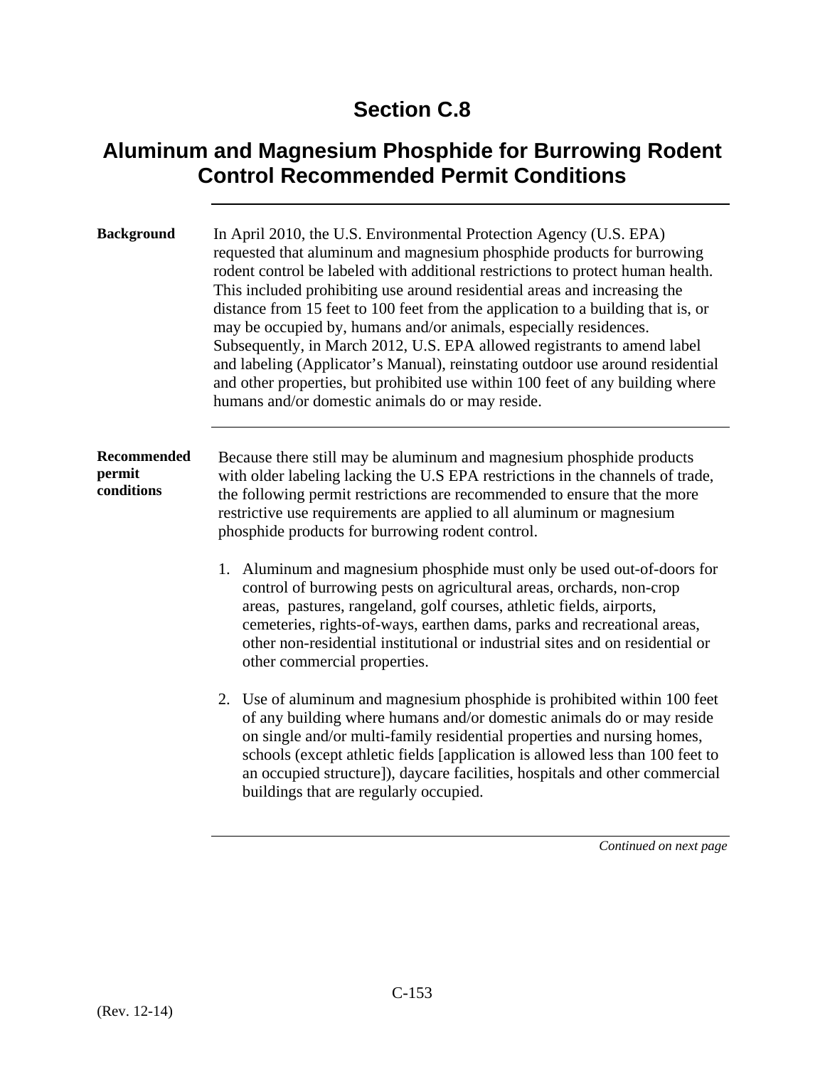# Section C.8

## Aluminum and Magnesium Phosphide for Burrowing Rodent Control Recommended Permit Conditions

**Background**

In April 2010, the U.S. Environmental Protection Agency (U.S. EPA) requested that aluminum and magnesium phosphide products for burrowing rodent control be labeled with additional restrictions to protect human health. This included prohibiting use around residential areas and increasing the distance from 15 feet to 100 feet from the application to a building that is, or may be occupied by, humans and/or animals, especially residences. Subsequently, in March 2012, U.S. EPA allowed registrants to amend label and labeling (Applicator's Manual), reinstating outdoor use around residential and other properties, but prohibited use within 100 feet of any building where humans and/or domestic animals do or may reside.

**Recommended permit conditions**

Because there still may be aluminum and magnesium phosphide products with older labeling lacking the U.S EPA restrictions in the channels of trade, the following permit restrictions are recommended to ensure that the more restrictive use requirements are applied to all aluminum or magnesium phosphide products for burrowing rodent control.

1. Aluminum and magnesium phosphide must only be used out-of-doors for control of burrowing pests on agricultural areas, orchards, non-crop areas, pastures, rangeland, golf courses, athletic fields, airports, cemeteries, rights-of-ways, earthen dams, parks and recreational areas, other non-residential institutional or industrial sites and on residential or other commercial properties.

2. Use of aluminum and magnesium phosphide is prohibited within 100 feet of any building where humans and/or domestic animals do or may reside on single and/or multi-family residential properties and nursing homes, schools (except athletic fields [application is allowed less than 100 feet to an occupied structure]), daycare facilities, hospitals and other commercial buildings that are regularly occupied.

*Continued on next page*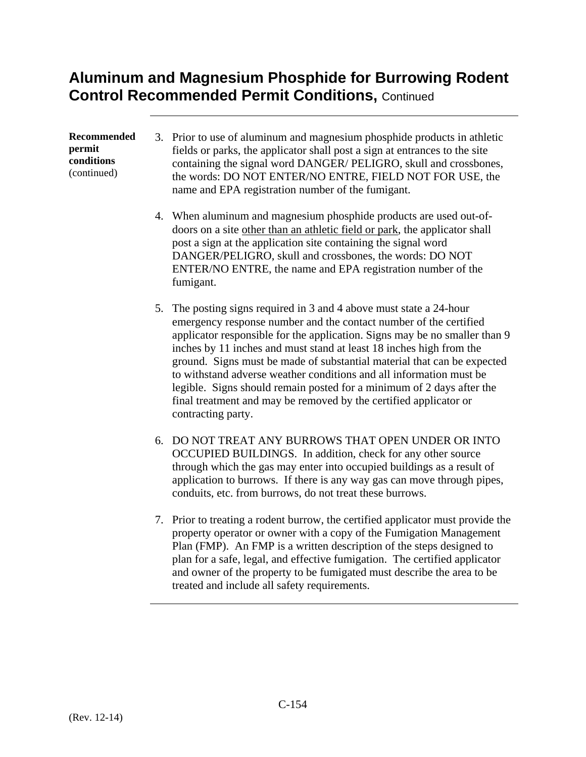# Aluminum and Magnesium Phosphide for Burrowing Rodent Control Recommended Permit Conditions, Continued

**Recommended permit conditions** (continued)

3. Prior to use of aluminum and magnesium phosphide products in athletic fields or parks, the applicator shall post a sign at entrances to the site containing the signal word DANGER/ PELIGRO, skull and crossbones, the words: DO NOT ENTER/NO ENTRE, FIELD NOT FOR USE, the name and EPA registration number of the fumigant.

4. When aluminum and magnesium phosphide products are used out-of-doors on a site <u>other than an athletic field or park</u>, the applicator shall post a sign at the application site containing the signal word DANGER/PELIGRO, skull and crossbones, the words: DO NOT ENTER/NO ENTRE, the name and EPA registration number of the fumigant.

5. The posting signs required in 3 and 4 above must state a 24-hour emergency response number and the contact number of the certified applicator responsible for the application. Signs may be no smaller than 9 inches by 11 inches and must stand at least 18 inches high from the ground. Signs must be made of substantial material that can be expected to withstand adverse weather conditions and all information must be legible. Signs should remain posted for a minimum of 2 days after the final treatment and may be removed by the certified applicator or contracting party.

6. DO NOT TREAT ANY BURROWS THAT OPEN UNDER OR INTO OCCUPIED BUILDINGS. In addition, check for any other source through which the gas may enter into occupied buildings as a result of application to burrows. If there is any way gas can move through pipes, conduits, etc. from burrows, do not treat these burrows.

7. Prior to treating a rodent burrow, the certified applicator must provide the property operator or owner with a copy of the Fumigation Management Plan (FMP). An FMP is a written description of the steps designed to plan for a safe, legal, and effective fumigation. The certified applicator and owner of the property to be fumigated must describe the area to be treated and include all safety requirements.

(Rev. 12-14)